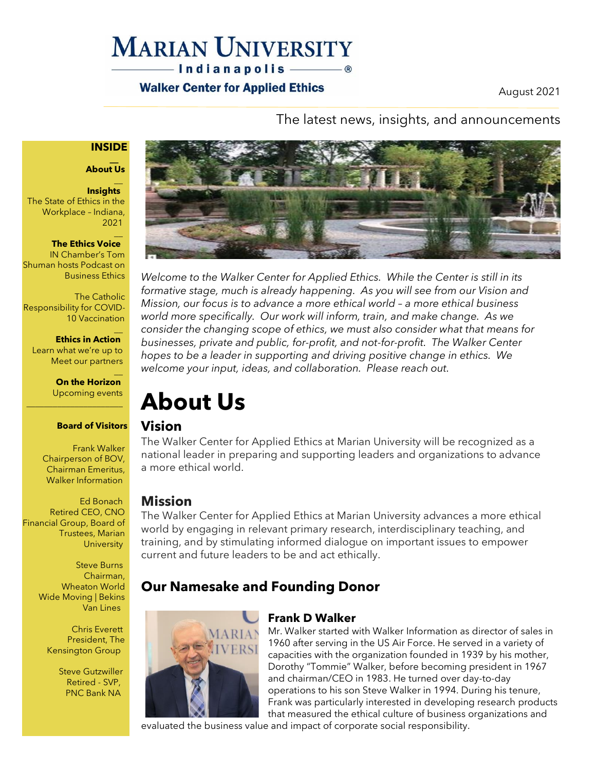# Marian University Indianapolis

**Walker Center for Applied Ethics**

August 2021

The latest news, insights, and announcements

**INSIDE**

**About Us**

**Insights**
The State of Ethics in the Workplace – Indiana, 2021

**The Ethics Voice**
IN Chamber's Tom Shuman hosts Podcast on Business Ethics

The Catholic Responsibility for COVID-10 Vaccination

**Ethics in Action**
Learn what we're up to
Meet our partners

**On the Horizon**
Upcoming events

**Board of Visitors**

Frank Walker
Chairperson of BOV, Chairman Emeritus, Walker Information

Ed Bonach
Retired CEO, CNO Financial Group, Board of Trustees, Marian University

Steve Burns
Chairman, Wheaton World Wide Moving | Bekins Van Lines

Chris Everett
President, The Kensington Group

Steve Gutzwiller
Retired - SVP, PNC Bank NA

*Welcome to the Walker Center for Applied Ethics. While the Center is still in its formative stage, much is already happening. As you will see from our Vision and Mission, our focus is to advance a more ethical world – a more ethical business world more specifically. Our work will inform, train, and make change. As we consider the changing scope of ethics, we must also consider what that means for businesses, private and public, for-profit, and not-for-profit. The Walker Center hopes to be a leader in supporting and driving positive change in ethics. We welcome your input, ideas, and collaboration. Please reach out.*

# About Us

## Vision

The Walker Center for Applied Ethics at Marian University will be recognized as a national leader in preparing and supporting leaders and organizations to advance a more ethical world.

## Mission

The Walker Center for Applied Ethics at Marian University advances a more ethical world by engaging in relevant primary research, interdisciplinary teaching, and training, and by stimulating informed dialogue on important issues to empower current and future leaders to be and act ethically.

## Our Namesake and Founding Donor

### Frank D Walker

Mr. Walker started with Walker Information as director of sales in 1960 after serving in the US Air Force. He served in a variety of capacities with the organization founded in 1939 by his mother, Dorothy "Tommie" Walker, before becoming president in 1967 and chairman/CEO in 1983. He turned over day-to-day operations to his son Steve Walker in 1994. During his tenure, Frank was particularly interested in developing research products that measured the ethical culture of business organizations and evaluated the business value and impact of corporate social responsibility.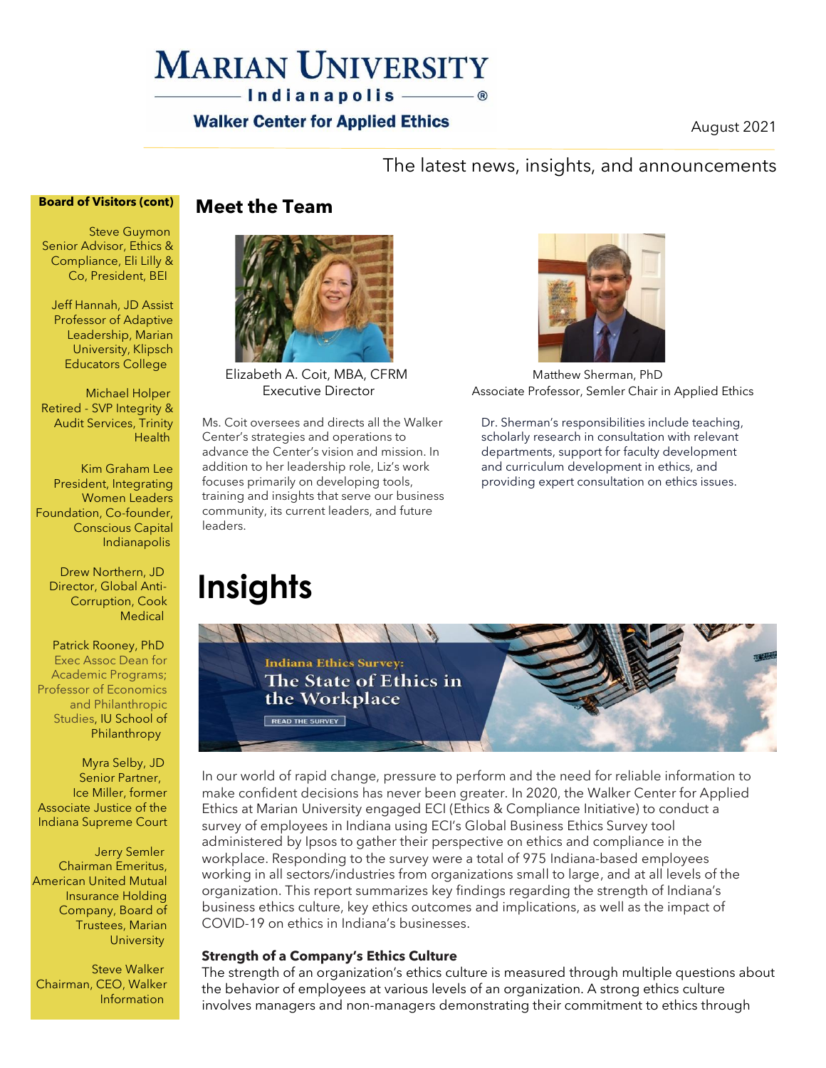# Marian University Indianapolis

**Walker Center for Applied Ethics**

August 2021

The latest news, insights, and announcements

**Board of Visitors (cont)**

Steve Guymon
Senior Advisor, Ethics & Compliance, Eli Lilly & Co, President, BEI

Jeff Hannah, JD Assist Professor of Adaptive Leadership, Marian University, Klipsch Educators College

Michael Holper
Retired - SVP Integrity & Audit Services, Trinity Health

Kim Graham Lee
President, Integrating Women Leaders Foundation, Co-founder, Conscious Capital Indianapolis

Drew Northern, JD
Director, Global Anti-Corruption, Cook Medical

Patrick Rooney, PhD
Exec Assoc Dean for Academic Programs; Professor of Economics and Philanthropic Studies, IU School of Philanthropy

Myra Selby, JD
Senior Partner, Ice Miller, former Associate Justice of the Indiana Supreme Court

Jerry Semler
Chairman Emeritus, American United Mutual Insurance Holding Company, Board of Trustees, Marian University

Steve Walker
Chairman, CEO, Walker Information

## Meet the Team

Elizabeth A. Coit, MBA, CFRM
Executive Director

Ms. Coit oversees and directs all the Walker Center's strategies and operations to advance the Center's vision and mission. In addition to her leadership role, Liz's work focuses primarily on developing tools, training and insights that serve our business community, its current leaders, and future leaders.

Matthew Sherman, PhD
Associate Professor, Semler Chair in Applied Ethics

Dr. Sherman's responsibilities include teaching, scholarly research in consultation with relevant departments, support for faculty development and curriculum development in ethics, and providing expert consultation on ethics issues.

# Insights

**Indiana Ethics Survey: The State of Ethics in the Workplace**

READ THE SURVEY

In our world of rapid change, pressure to perform and the need for reliable information to make confident decisions has never been greater. In 2020, the Walker Center for Applied Ethics at Marian University engaged ECI (Ethics & Compliance Initiative) to conduct a survey of employees in Indiana using ECI's Global Business Ethics Survey tool administered by Ipsos to gather their perspective on ethics and compliance in the workplace. Responding to the survey were a total of 975 Indiana-based employees working in all sectors/industries from organizations small to large, and at all levels of the organization. This report summarizes key findings regarding the strength of Indiana's business ethics culture, key ethics outcomes and implications, as well as the impact of COVID-19 on ethics in Indiana's businesses.

**Strength of a Company's Ethics Culture**

The strength of an organization's ethics culture is measured through multiple questions about the behavior of employees at various levels of an organization. A strong ethics culture involves managers and non-managers demonstrating their commitment to ethics through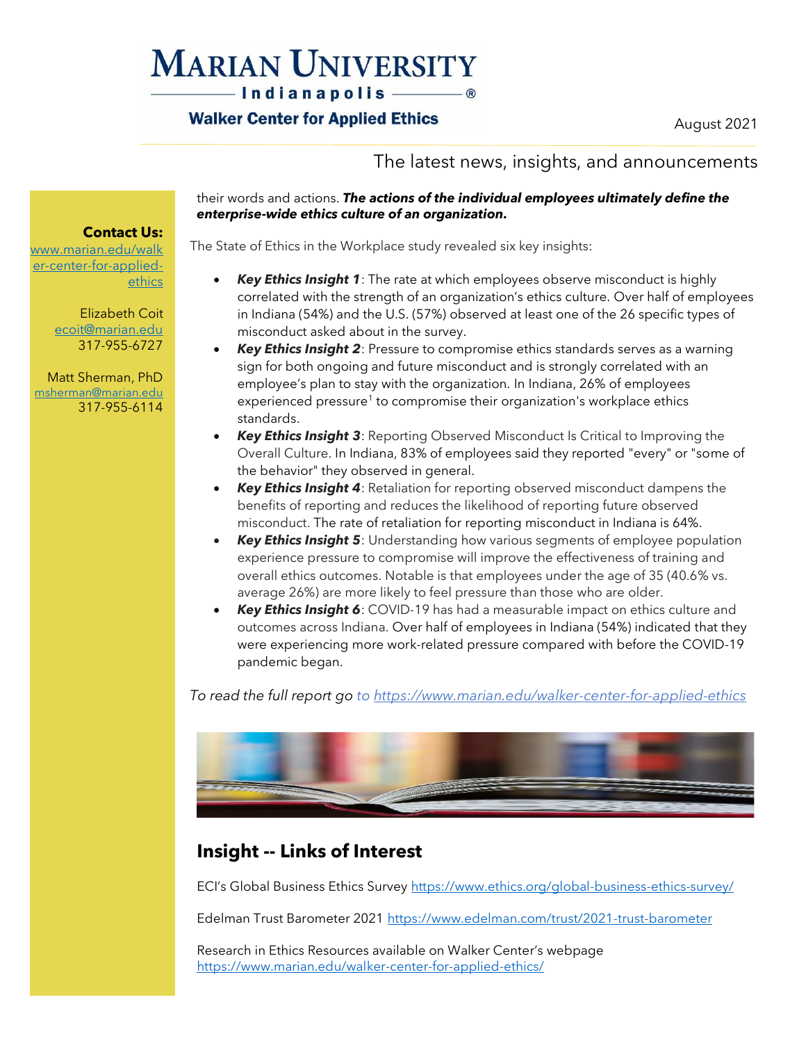**Contact Us:**
[www.marian.edu/walker-center-for-applied-ethics](www.marian.edu/walker-center-for-applied-ethics)

Elizabeth Coit
ecoit@marian.edu
317-955-6727

Matt Sherman, PhD
msherman@marian.edu
317-955-6114

their words and actions. ***The actions of the individual employees ultimately define the enterprise-wide ethics culture of an organization.***

The State of Ethics in the Workplace study revealed six key insights:

- ***Key Ethics Insight 1***: The rate at which employees observe misconduct is highly correlated with the strength of an organization's ethics culture. Over half of employees in Indiana (54%) and the U.S. (57%) observed at least one of the 26 specific types of misconduct asked about in the survey.
- ***Key Ethics Insight 2***: Pressure to compromise ethics standards serves as a warning sign for both ongoing and future misconduct and is strongly correlated with an employee's plan to stay with the organization. In Indiana, 26% of employees experienced pressure[1] to compromise their organization's workplace ethics standards.
- ***Key Ethics Insight 3***: Reporting Observed Misconduct Is Critical to Improving the Overall Culture. In Indiana, 83% of employees said they reported "every" or "some of the behavior" they observed in general.
- ***Key Ethics Insight 4***: Retaliation for reporting observed misconduct dampens the benefits of reporting and reduces the likelihood of reporting future observed misconduct. The rate of retaliation for reporting misconduct in Indiana is 64%.
- ***Key Ethics Insight 5***: Understanding how various segments of employee population experience pressure to compromise will improve the effectiveness of training and overall ethics outcomes. Notable is that employees under the age of 35 (40.6% vs. average 26%) are more likely to feel pressure than those who are older.
- ***Key Ethics Insight 6***: COVID-19 has had a measurable impact on ethics culture and outcomes across Indiana. Over half of employees in Indiana (54%) indicated that they were experiencing more work-related pressure compared with before the COVID-19 pandemic began.

*To read the full report go to [https://www.marian.edu/walker-center-for-applied-ethics](https://www.marian.edu/walker-center-for-applied-ethics)*

## Insight -- Links of Interest

ECI's Global Business Ethics Survey https://www.ethics.org/global-business-ethics-survey/

Edelman Trust Barometer 2021 https://www.edelman.com/trust/2021-trust-barometer

Research in Ethics Resources available on Walker Center's webpage
https://www.marian.edu/walker-center-for-applied-ethics/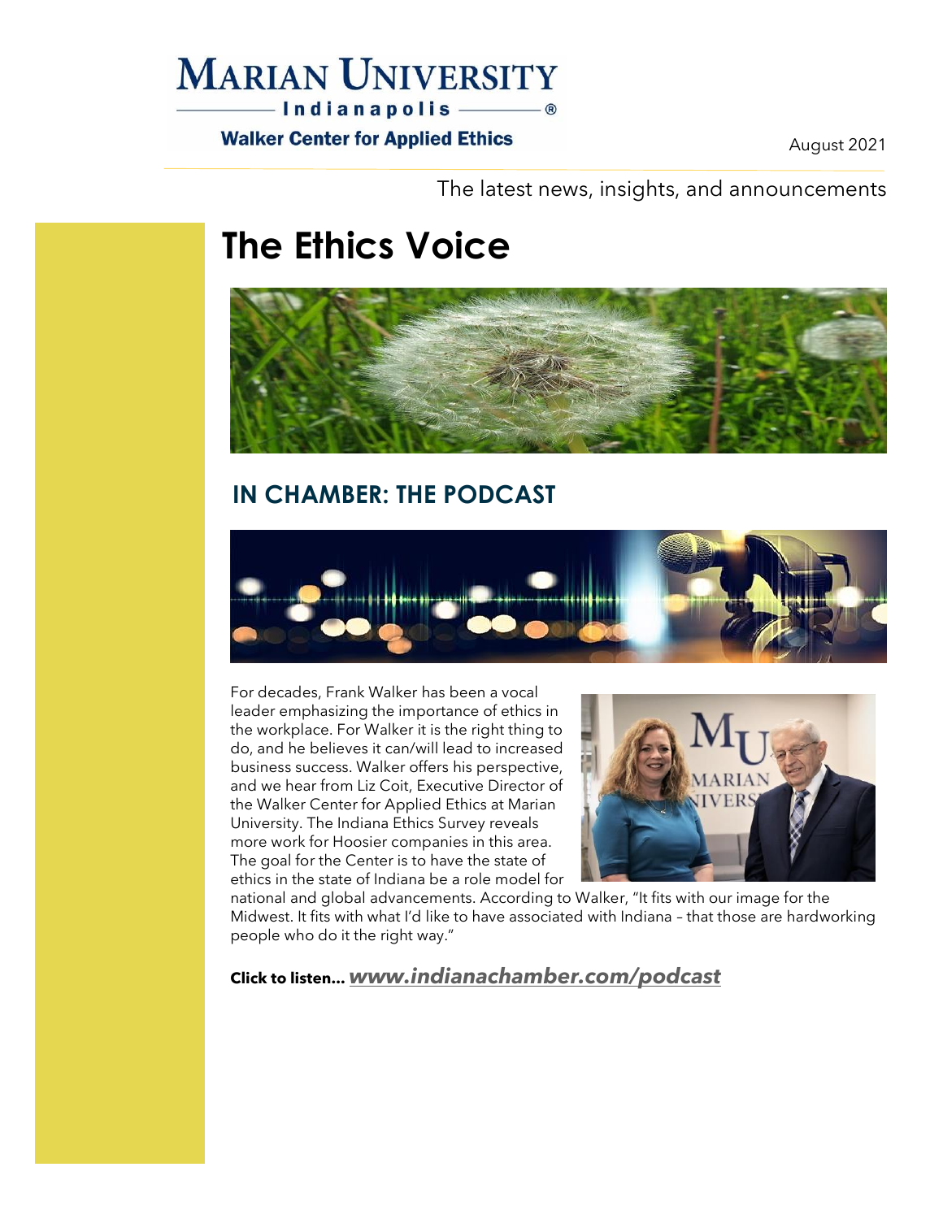MARIAN UNIVERSITY

Indianapolis

Walker Center for Applied Ethics

August 2021

The latest news, insights, and announcements

# The Ethics Voice

## IN CHAMBER: THE PODCAST

For decades, Frank Walker has been a vocal leader emphasizing the importance of ethics in the workplace. For Walker it is the right thing to do, and he believes it can/will lead to increased business success. Walker offers his perspective, and we hear from Liz Coit, Executive Director of the Walker Center for Applied Ethics at Marian University. The Indiana Ethics Survey reveals more work for Hoosier companies in this area. The goal for the Center is to have the state of ethics in the state of Indiana be a role model for national and global advancements. According to Walker, "It fits with our image for the Midwest. It fits with what I'd like to have associated with Indiana – that those are hardworking people who do it the right way."

**Click to listen...** ***www.indianachamber.com/podcast***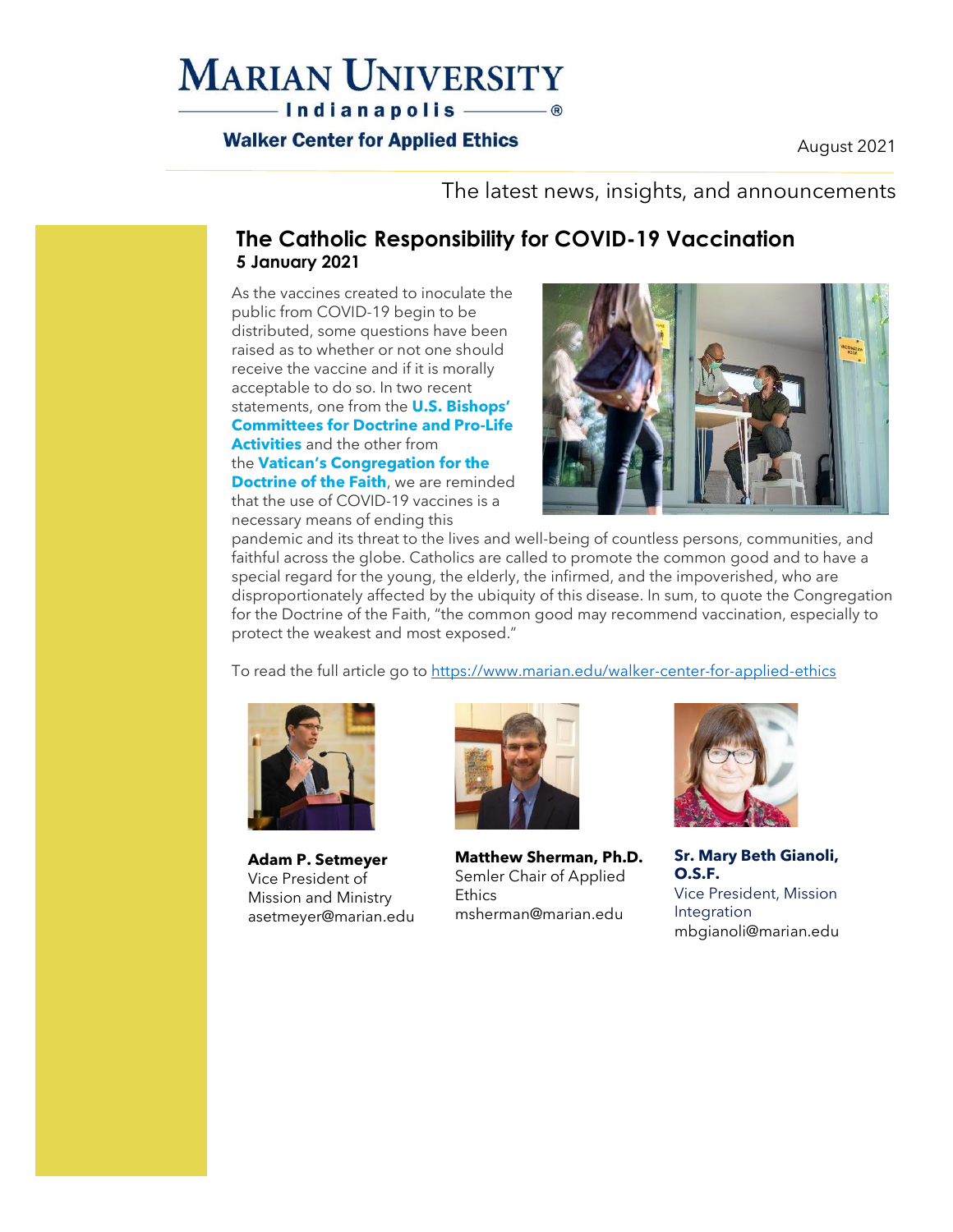# MARIAN UNIVERSITY

Indianapolis®

Walker Center for Applied Ethics

August 2021

The latest news, insights, and announcements

## The Catholic Responsibility for COVID-19 Vaccination

**5 January 2021**

As the vaccines created to inoculate the public from COVID-19 begin to be distributed, some questions have been raised as to whether or not one should receive the vaccine and if it is morally acceptable to do so. In two recent statements, one from the **U.S. Bishops' Committees for Doctrine and Pro-Life Activities** and the other from the **Vatican's Congregation for the Doctrine of the Faith**, we are reminded that the use of COVID-19 vaccines is a necessary means of ending this pandemic and its threat to the lives and well-being of countless persons, communities, and faithful across the globe. Catholics are called to promote the common good and to have a special regard for the young, the elderly, the infirmed, and the impoverished, who are disproportionately affected by the ubiquity of this disease. In sum, to quote the Congregation for the Doctrine of the Faith, "the common good may recommend vaccination, especially to protect the weakest and most exposed."

To read the full article go to https://www.marian.edu/walker-center-for-applied-ethics

**Adam P. Setmeyer**
Vice President of Mission and Ministry
asetmeyer@marian.edu

**Matthew Sherman, Ph.D.**
Semler Chair of Applied Ethics
msherman@marian.edu

**Sr. Mary Beth Gianoli, O.S.F.**
Vice President, Mission Integration
mbgianoli@marian.edu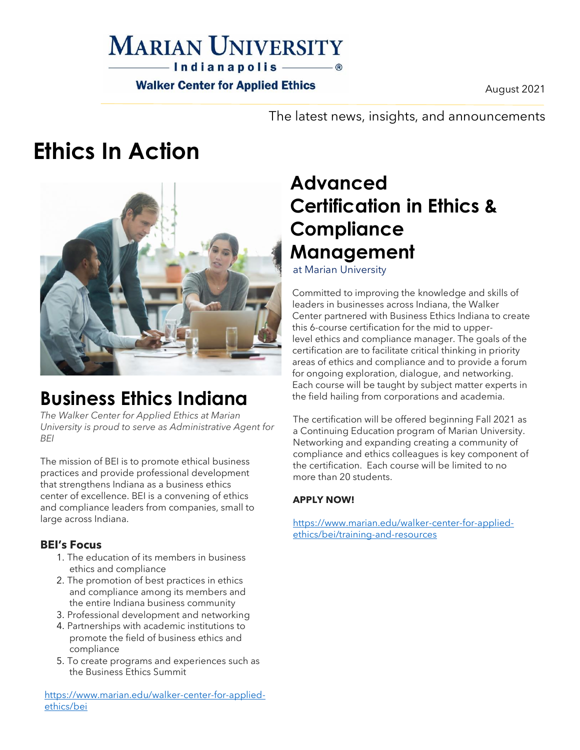Marian University Indianapolis
Walker Center for Applied Ethics

August 2021

The latest news, insights, and announcements

# Ethics In Action

## Business Ethics Indiana

*The Walker Center for Applied Ethics at Marian University is proud to serve as Administrative Agent for BEI*

The mission of BEI is to promote ethical business practices and provide professional development that strengthens Indiana as a business ethics center of excellence. BEI is a convening of ethics and compliance leaders from companies, small to large across Indiana.

### BEI's Focus

1. The education of its members in business ethics and compliance
2. The promotion of best practices in ethics and compliance among its members and the entire Indiana business community
3. Professional development and networking
4. Partnerships with academic institutions to promote the field of business ethics and compliance
5. To create programs and experiences such as the Business Ethics Summit

https://www.marian.edu/walker-center-for-applied-ethics/bei

## Advanced Certification in Ethics & Compliance Management

at Marian University

Committed to improving the knowledge and skills of leaders in businesses across Indiana, the Walker Center partnered with Business Ethics Indiana to create this 6-course certification for the mid to upper-level ethics and compliance manager. The goals of the certification are to facilitate critical thinking in priority areas of ethics and compliance and to provide a forum for ongoing exploration, dialogue, and networking. Each course will be taught by subject matter experts in the field hailing from corporations and academia.

The certification will be offered beginning Fall 2021 as a Continuing Education program of Marian University. Networking and expanding creating a community of compliance and ethics colleagues is key component of the certification. Each course will be limited to no more than 20 students.

**APPLY NOW!**

https://www.marian.edu/walker-center-for-applied-ethics/bei/training-and-resources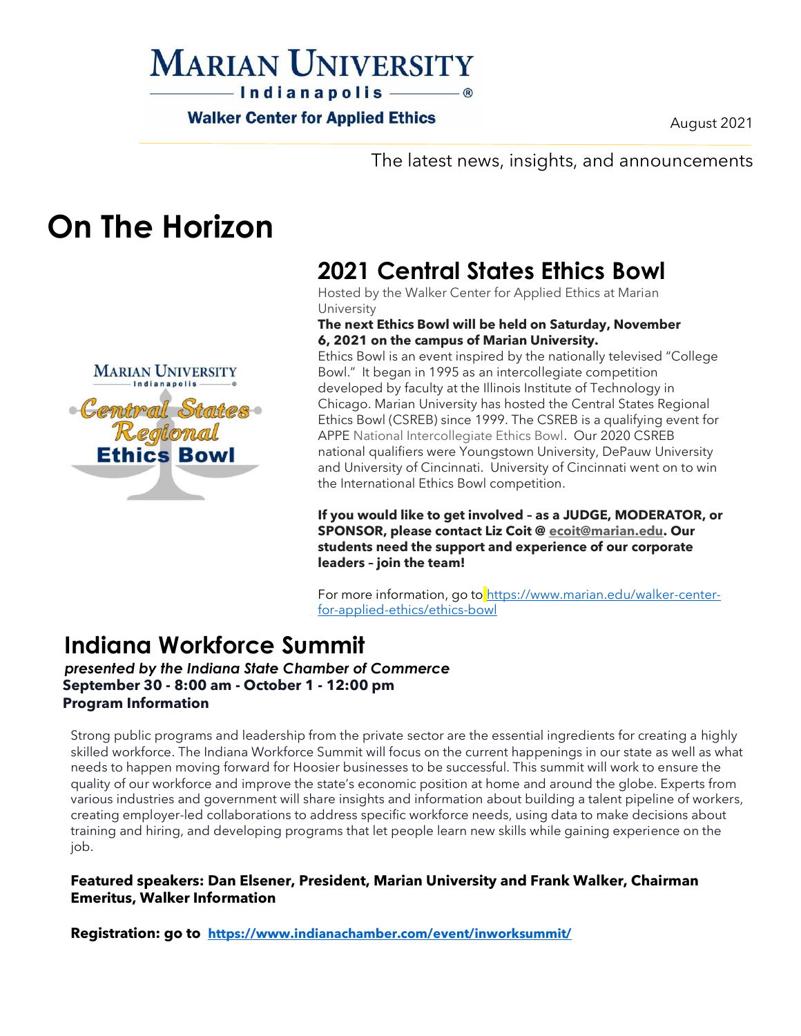# Marian University

Indianapolis

**Walker Center for Applied Ethics**

August 2021

The latest news, insights, and announcements

# On The Horizon

## 2021 Central States Ethics Bowl

Hosted by the Walker Center for Applied Ethics at Marian University

**The next Ethics Bowl will be held on Saturday, November 6, 2021 on the campus of Marian University.**

Ethics Bowl is an event inspired by the nationally televised "College Bowl." It began in 1995 as an intercollegiate competition developed by faculty at the Illinois Institute of Technology in Chicago. Marian University has hosted the Central States Regional Ethics Bowl (CSREB) since 1999. The CSREB is a qualifying event for APPE National Intercollegiate Ethics Bowl. Our 2020 CSREB national qualifiers were Youngstown University, DePauw University and University of Cincinnati. University of Cincinnati went on to win the International Ethics Bowl competition.

**If you would like to get involved – as a JUDGE, MODERATOR, or SPONSOR, please contact Liz Coit @ ecoit@marian.edu. Our students need the support and experience of our corporate leaders – join the team!**

For more information, go to https://www.marian.edu/walker-center-for-applied-ethics/ethics-bowl

## Indiana Workforce Summit

***presented by the Indiana State Chamber of Commerce***

**September 30 - 8:00 am - October 1 - 12:00 pm**

**Program Information**

Strong public programs and leadership from the private sector are the essential ingredients for creating a highly skilled workforce. The Indiana Workforce Summit will focus on the current happenings in our state as well as what needs to happen moving forward for Hoosier businesses to be successful. This summit will work to ensure the quality of our workforce and improve the state's economic position at home and around the globe. Experts from various industries and government will share insights and information about building a talent pipeline of workers, creating employer-led collaborations to address specific workforce needs, using data to make decisions about training and hiring, and developing programs that let people learn new skills while gaining experience on the job.

**Featured speakers: Dan Elsener, President, Marian University and Frank Walker, Chairman Emeritus, Walker Information**

**Registration: go to https://www.indianachamber.com/event/inworksummit/**